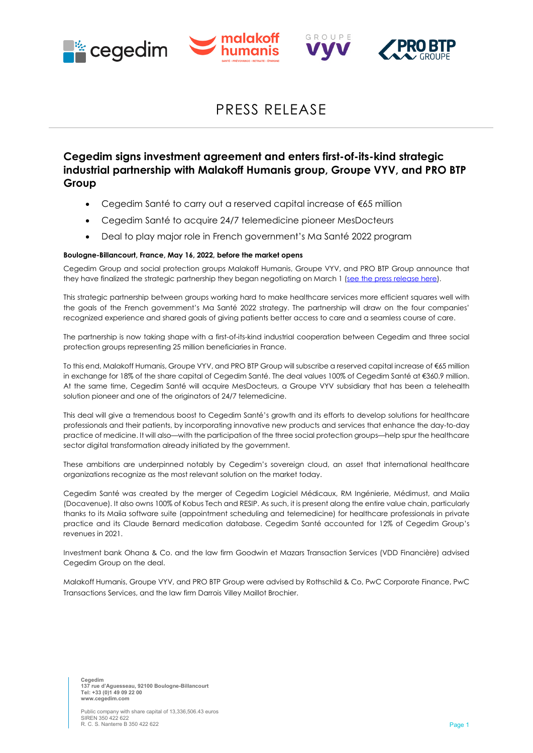# PRESS RELEASE

## Cegedim signs investment agreement and enters first-of-its-kind strategic industrial partnership with Malakoff Humanis group, Groupe VYV, and PRO BTP Group

- Cegedim Santé to carry out a reserved capital increase of €65 million
- Cegedim Santé to acquire 24/7 telemedicine pioneer MesDocteurs
- Deal to play major role in French government's Ma Santé 2022 program

**Boulogne-Billancourt, France, May 16, 2022, before the market opens**

Cegedim Group and social protection groups Malakoff Humanis, Groupe VYV, and PRO BTP Group announce that they have finalized the strategic partnership they began negotiating on March 1 (see the press release here).

This strategic partnership between groups working hard to make healthcare services more efficient squares well with the goals of the French government's Ma Santé 2022 strategy. The partnership will draw on the four companies' recognized experience and shared goals of giving patients better access to care and a seamless course of care.

The partnership is now taking shape with a first-of-its-kind industrial cooperation between Cegedim and three social protection groups representing 25 million beneficiaries in France.

To this end, Malakoff Humanis, Groupe VYV, and PRO BTP Group will subscribe a reserved capital increase of €65 million in exchange for 18% of the share capital of Cegedim Santé. The deal values 100% of Cegedim Santé at €360.9 million. At the same time, Cegedim Santé will acquire MesDocteurs, a Groupe VYV subsidiary that has been a telehealth solution pioneer and one of the originators of 24/7 telemedicine.

This deal will give a tremendous boost to Cegedim Santé's growth and its efforts to develop solutions for healthcare professionals and their patients, by incorporating innovative new products and services that enhance the day-to-day practice of medicine. It will also—with the participation of the three social protection groups—help spur the healthcare sector digital transformation already initiated by the government.

These ambitions are underpinned notably by Cegedim's sovereign cloud, an asset that international healthcare organizations recognize as the most relevant solution on the market today.

Cegedim Santé was created by the merger of Cegedim Logiciel Médicaux, RM Ingénierie, Médimust, and Maiia (Docavenue). It also owns 100% of Kobus Tech and RESIP. As such, it is present along the entire value chain, particularly thanks to its Maiia software suite (appointment scheduling and telemedicine) for healthcare professionals in private practice and its Claude Bernard medication database. Cegedim Santé accounted for 12% of Cegedim Group's revenues in 2021.

Investment bank Ohana & Co. and the law firm Goodwin et Mazars Transaction Services (VDD Financière) advised Cegedim Group on the deal.

Malakoff Humanis, Groupe VYV, and PRO BTP Group were advised by Rothschild & Co, PwC Corporate Finance, PwC Transactions Services, and the law firm Darrois Villey Maillot Brochier.

**Cegedim**
**137 rue d'Aguesseau, 92100 Boulogne-Billancourt**
**Tel: +33 (0)1 49 09 22 00**
**www.cegedim.com**

Public company with share capital of 13,336,506.43 euros
SIREN 350 422 622
R. C. S. Nanterre B 350 422 622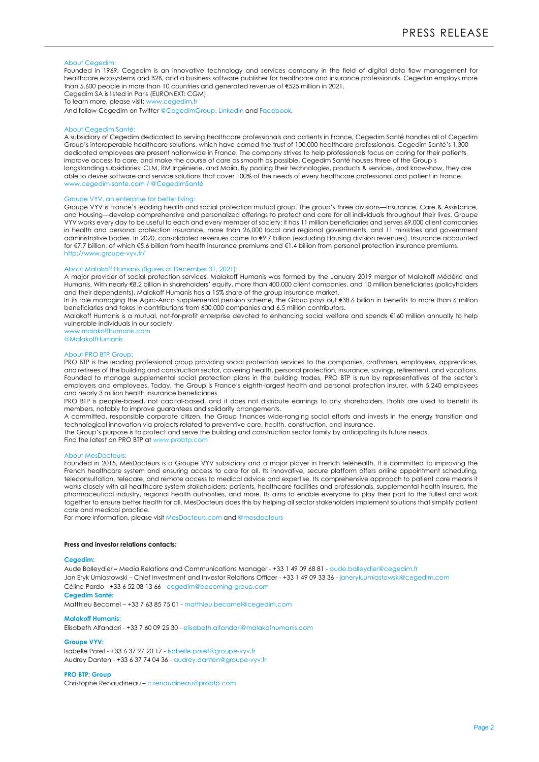### About Cegedim:

Founded in 1969, Cegedim is an innovative technology and services company in the field of digital data flow management for healthcare ecosystems and B2B, and a business software publisher for healthcare and insurance professionals. Cegedim employs more than 5,600 people in more than 10 countries and generated revenue of €525 million in 2021.

Cegedim SA is listed in Paris (EURONEXT: CGM).

To learn more, please visit: www.cegedim.fr

And follow Cegedim on Twitter @CegedimGroup, LinkedIn and Facebook.

### About Cegedim Santé:

A subsidiary of Cegedim dedicated to serving healthcare professionals and patients in France, Cegedim Santé handles all of Cegedim Group's interoperable healthcare solutions, which have earned the trust of 100,000 healthcare professionals. Cegedim Santé's 1,300 dedicated employees are present nationwide in France. The company strives to help professionals focus on caring for their patients, improve access to care, and make the course of care as smooth as possible. Cegedim Santé houses three of the Group's longstanding subsidiaries: CLM, RM Ingénierie, and Maiia. By pooling their technologies, products & services, and know-how, they are able to devise software and service solutions that cover 100% of the needs of every healthcare professional and patient in France.

www.cegedim-sante.com / @CegedimSanté

### Groupe VYV, an enterprise for better living:

Groupe VYV is France's leading health and social protection mutual group. The group's three divisions—Insurance, Care & Assistance, and Housing—develop comprehensive and personalized offerings to protect and care for all individuals throughout their lives. Groupe VYV works every day to be useful to each and every member of society: it has 11 million beneficiaries and serves 69,000 client companies in health and personal protection insurance, more than 26,000 local and regional governments, and 11 ministries and government administrative bodies. In 2020, consolidated revenues came to €9.7 billion (excluding Housing division revenues). Insurance accounted for €7.7 billion, of which €5.6 billion from health insurance premiums and €1.4 billion from personal protection insurance premiums.

http://www.groupe-vyv.fr/

### About Malakoff Humanis (figures at December 31, 2021):

A major provider of social protection services, Malakoff Humanis was formed by the January 2019 merger of Malakoff Médéric and Humanis. With nearly €8.2 billion in shareholders' equity, more than 400,000 client companies, and 10 million beneficiaries (policyholders and their dependents), Malakoff Humanis has a 15% share of the group insurance market.

In its role managing the Agirc-Arrco supplemental pension scheme, the Group pays out €38.6 billion in benefits to more than 6 million beneficiaries and takes in contributions from 600,000 companies and 6.5 million contributors.

Malakoff Humanis is a mutual, not-for-profit enterprise devoted to enhancing social welfare and spends €160 million annually to help vulnerable individuals in our society.

www.malakoffhumanis.com

@MalakoffHumanis

### About PRO BTP Group:

PRO BTP is the leading professional group providing social protection services to the companies, craftsmen, employees, apprentices, and retirees of the building and construction sector, covering health, personal protection, insurance, savings, retirement, and vacations. Founded to manage supplemental social protection plans in the building trades, PRO BTP is run by representatives of the sector's employers and employees. Today, the Group is France's eighth-largest health and personal protection insurer, with 5,240 employees and nearly 3 million health insurance beneficiaries.

PRO BTP is people-based, not capital-based, and it does not distribute earnings to any shareholders. Profits are used to benefit its members, notably to improve guarantees and solidarity arrangements.

A committed, responsible corporate citizen, the Group finances wide-ranging social efforts and invests in the energy transition and technological innovation via projects related to preventive care, health, construction, and insurance.

The Group's purpose is to protect and serve the building and construction sector family by anticipating its future needs.

Find the latest on PRO BTP at www.probtp.com

### About MesDocteurs:

Founded in 2015, MesDocteurs is a Groupe VYV subsidiary and a major player in French telehealth. It is committed to improving the French healthcare system and ensuring access to care for all. Its innovative, secure platform offers online appointment scheduling, teleconsultation, telecare, and remote access to medical advice and expertise. Its comprehensive approach to patient care means it works closely with all healthcare system stakeholders: patients, healthcare facilities and professionals, supplemental health insurers, the pharmaceutical industry, regional health authorities, and more. Its aims to enable everyone to play their part to the fullest and work together to ensure better health for all. MesDocteurs does this by helping all sector stakeholders implement solutions that simplify patient care and medical practice.

For more information, please visit MesDocteurs.com and @mesdocteurs

**Press and investor relations contacts:**

**Cegedim:**

Aude Balleydier – Media Relations and Communications Manager - +33 1 49 09 68 81 - aude.balleydier@cegedim.fr

Jan Eryk Umiastowski – Chief Investment and Investor Relations Officer - +33 1 49 09 33 36 - janeryk.umiastowski@cegedim.com

Céline Pardo - +33 6 52 08 13 66 - cegedim@becoming-group.com

**Cegedim Santé:**

Matthieu Becamel – +33 7 63 85 75 01 - matthieu.becamel@cegedim.com

**Malakoff Humanis**:

Elisabeth Alfandari - +33 7 60 09 25 30 - elisabeth.alfandari@malakofhumanis.com

**Groupe VYV:**

Isabelle Poret - +33 6 37 97 20 17 - isabelle.poret@groupe-vyv.fr

Audrey Danten - +33 6 37 74 04 36 - audrey.danten@groupe-vyv.fr

**PRO BTP: Group**

Christophe Renaudineau – c.renaudineau@probtp.com